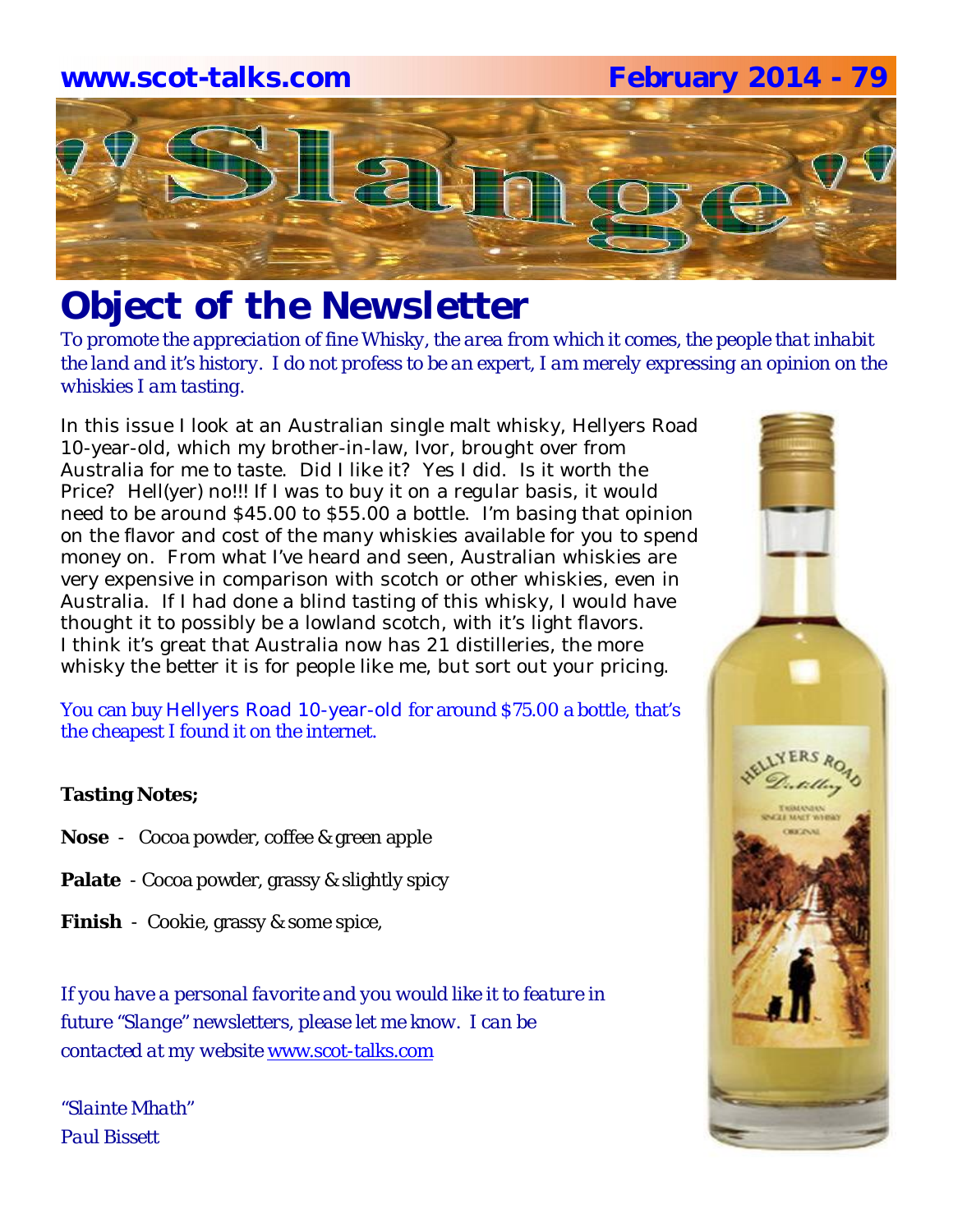www.scot-talks.com February 2014 - 79

"Slange"

# Object of the Newsletter

*To promote the appreciation of fine Whisky, the area from which it comes, the people that inhabit the land and it's history. I do not profess to be an expert, I am merely expressing an opinion on the whiskies I am tasting.*

In this issue I look at an Australian single malt whisky, Hellyers Road 10-year-old, which my brother-in-law, Ivor, brought over from Australia for me to taste. Did I like it? Yes I did. Is it worth the Price? Hell(yer) no!!! If I was to buy it on a regular basis, it would need to be around $45.00 to $55.00 a bottle. I'm basing that opinion on the flavor and cost of the many whiskies available for you to spend money on. From what I've heard and seen, Australian whiskies are very expensive in comparison with scotch or other whiskies, even in Australia. If I had done a blind tasting of this whisky, I would have thought it to possibly be a lowland scotch, with it's light flavors. I think it's great that Australia now has 21 distilleries, the more whisky the better it is for people like me, but sort out your pricing.

You can buy Hellyers Road 10-year-old for around $75.00 a bottle, that's the cheapest I found it on the internet.

**Tasting Notes;**

**Nose** - Cocoa powder, coffee & green apple

**Palate** - Cocoa powder, grassy & slightly spicy

**Finish** - Cookie, grassy & some spice,

*If you have a personal favorite and you would like it to feature in future "Slange" newsletters, please let me know. I can be contacted at my website www.scot-talks.com*

*"Slainte Mhath"*
*Paul Bissett*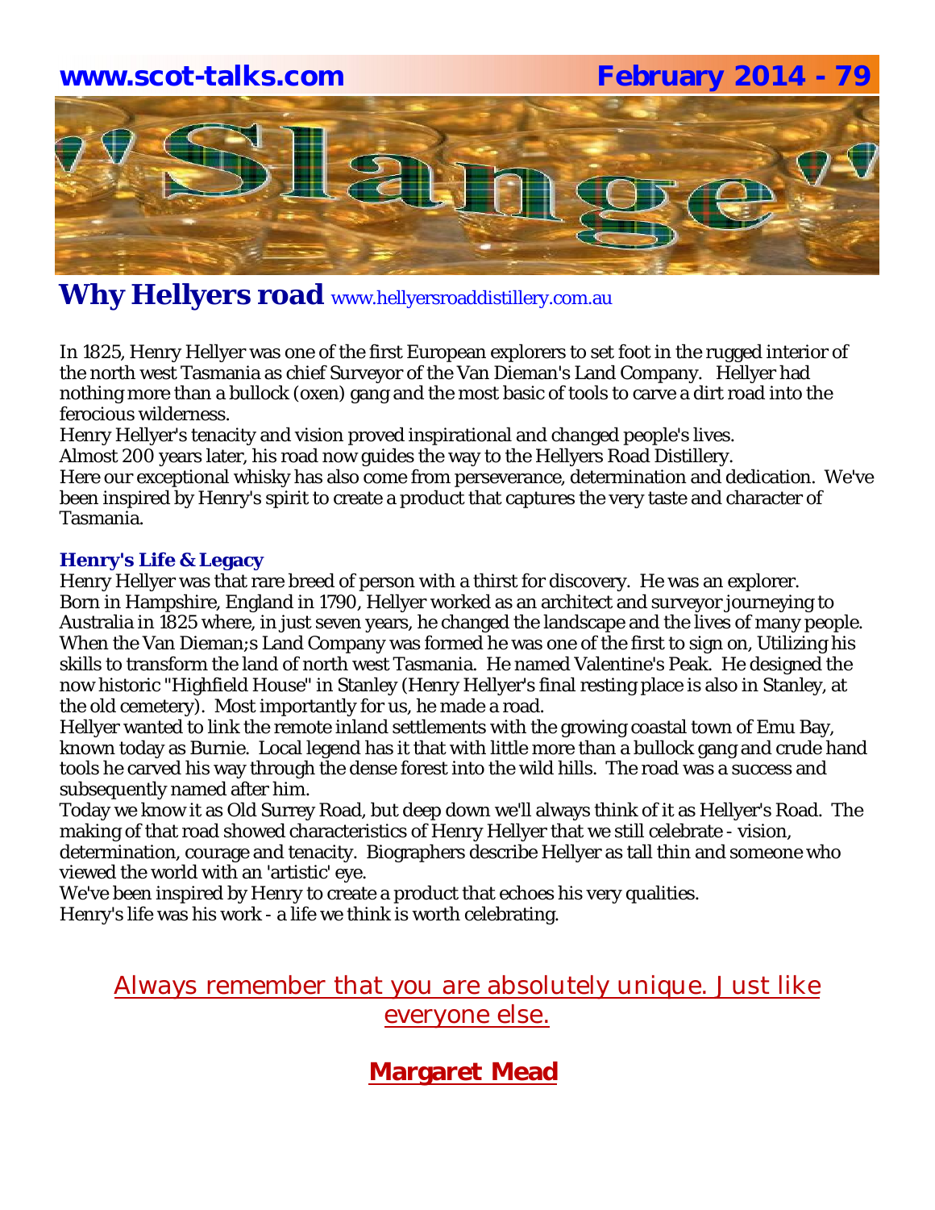## Why Hellyers road www.hellyersroaddistillery.com.au

In 1825, Henry Hellyer was one of the first European explorers to set foot in the rugged interior of the north west Tasmania as chief Surveyor of the Van Dieman's Land Company. Hellyer had nothing more than a bullock (oxen) gang and the most basic of tools to carve a dirt road into the ferocious wilderness.

Henry Hellyer's tenacity and vision proved inspirational and changed people's lives.

Almost 200 years later, his road now guides the way to the Hellyers Road Distillery.

Here our exceptional whisky has also come from perseverance, determination and dedication. We've been inspired by Henry's spirit to create a product that captures the very taste and character of Tasmania.

### Henry's Life & Legacy

Henry Hellyer was that rare breed of person with a thirst for discovery. He was an explorer.

Born in Hampshire, England in 1790, Hellyer worked as an architect and surveyor journeying to Australia in 1825 where, in just seven years, he changed the landscape and the lives of many people.

When the Van Dieman;s Land Company was formed he was one of the first to sign on, Utilizing his skills to transform the land of north west Tasmania. He named Valentine's Peak. He designed the now historic "Highfield House" in Stanley (Henry Hellyer's final resting place is also in Stanley, at the old cemetery). Most importantly for us, he made a road.

Hellyer wanted to link the remote inland settlements with the growing coastal town of Emu Bay, known today as Burnie. Local legend has it that with little more than a bullock gang and crude hand tools he carved his way through the dense forest into the wild hills. The road was a success and subsequently named after him.

Today we know it as Old Surrey Road, but deep down we'll always think of it as Hellyer's Road. The making of that road showed characteristics of Henry Hellyer that we still celebrate - vision, determination, courage and tenacity. Biographers describe Hellyer as tall thin and someone who viewed the world with an 'artistic' eye.

We've been inspired by Henry to create a product that echoes his very qualities.

Henry's life was his work - a life we think is worth celebrating.

Always remember that you are absolutely unique. Just like everyone else.

**Margaret Mead**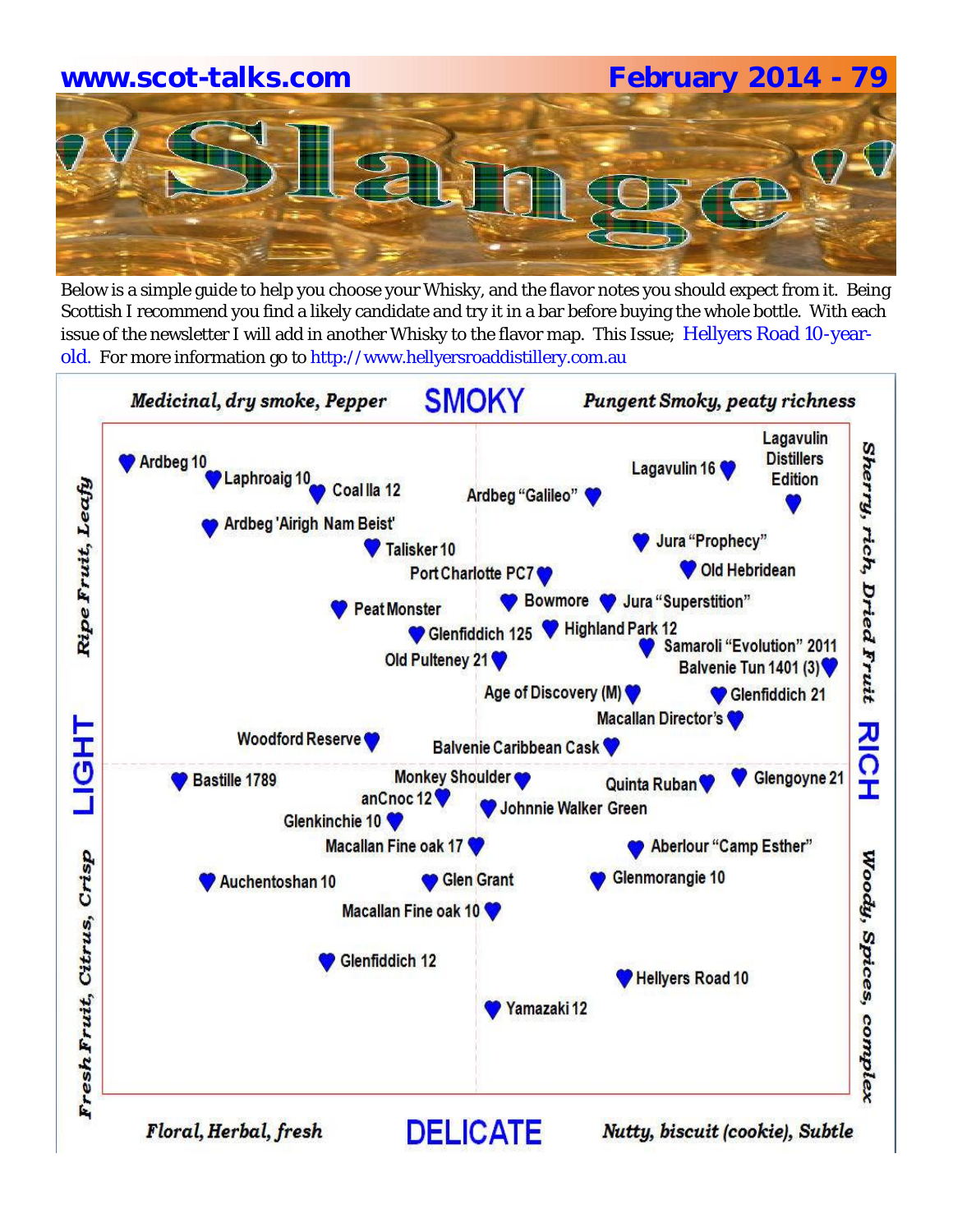www.scot-talks.com

February 2014 - 79

# Slange

Below is a simple guide to help you choose your Whisky, and the flavor notes you should expect from it. Being Scottish I recommend you find a likely candidate and try it in a bar before buying the whole bottle. With each issue of the newsletter I will add in another Whisky to the flavor map. This Issue; Hellyers Road 10-year-old. For more information go to http://www.hellyersroaddistillery.com.au

**SMOKY**

*Medicinal, dry smoke, Pepper* — *Pungent Smoky, peaty richness*

**LIGHT** — *Ripe Fruit, Leafy* / *Fresh Fruit, Citrus, Crisp*

**RICH** — *Sherry, rich, Dried Fruit* / *Woody, Spices, complex*

**DELICATE**

*Floral, Herbal, fresh* — *Nutty, biscuit (cookie), Subtle*

- Ardbeg 10
- Laphroaig 10
- Coal Ila 12
- Ardbeg "Galileo"
- Lagavulin 16
- Lagavulin Distillers Edition
- Ardbeg 'Airigh Nam Beist'
- Talisker 10
- Jura "Prophecy"
- Port Charlotte PC7
- Old Hebridean
- Peat Monster
- Bowmore
- Jura "Superstition"
- Glenfiddich 125
- Highland Park 12
- Samaroli "Evolution" 2011
- Old Pulteney 21
- Balvenie Tun 1401 (3)
- Age of Discovery (M)
- Glenfiddich 21
- Macallan Director's
- Woodford Reserve
- Balvenie Caribbean Cask
- Bastille 1789
- Monkey Shoulder
- Quinta Ruban
- Glengoyne 21
- anCnoc 12
- Johnnie Walker Green
- Glenkinchie 10
- Macallan Fine oak 17
- Aberlour "Camp Esther"
- Auchentoshan 10
- Glen Grant
- Glenmorangie 10
- Macallan Fine oak 10
- Glenfiddich 12
- Hellyers Road 10
- Yamazaki 12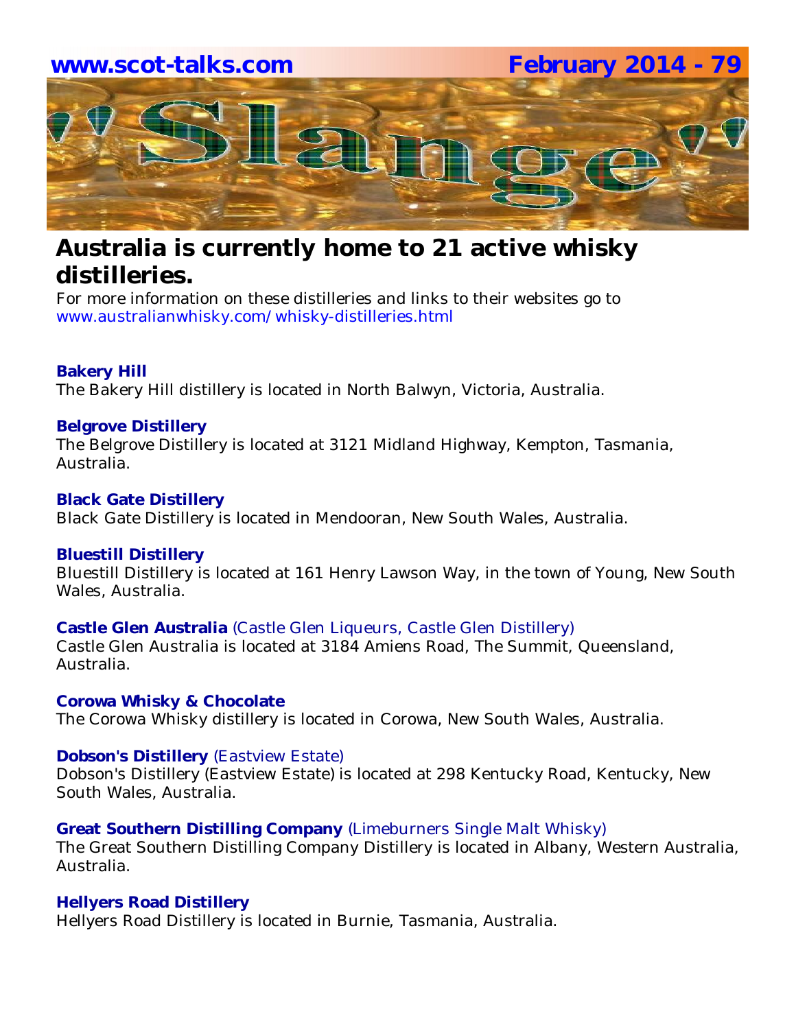## Australia is currently home to 21 active whisky distilleries.

For more information on these distilleries and links to their websites go to www.australianwhisky.com/whisky-distilleries.html

**Bakery Hill**
The Bakery Hill distillery is located in North Balwyn, Victoria, Australia.

**Belgrove Distillery**
The Belgrove Distillery is located at 3121 Midland Highway, Kempton, Tasmania, Australia.

**Black Gate Distillery**
Black Gate Distillery is located in Mendooran, New South Wales, Australia.

**Bluestill Distillery**
Bluestill Distillery is located at 161 Henry Lawson Way, in the town of Young, New South Wales, Australia.

**Castle Glen Australia** (Castle Glen Liqueurs, Castle Glen Distillery)
Castle Glen Australia is located at 3184 Amiens Road, The Summit, Queensland, Australia.

**Corowa Whisky & Chocolate**
The Corowa Whisky distillery is located in Corowa, New South Wales, Australia.

**Dobson's Distillery** (Eastview Estate)
Dobson's Distillery (Eastview Estate) is located at 298 Kentucky Road, Kentucky, New South Wales, Australia.

**Great Southern Distilling Company** (Limeburners Single Malt Whisky)
The Great Southern Distilling Company Distillery is located in Albany, Western Australia, Australia.

**Hellyers Road Distillery**
Hellyers Road Distillery is located in Burnie, Tasmania, Australia.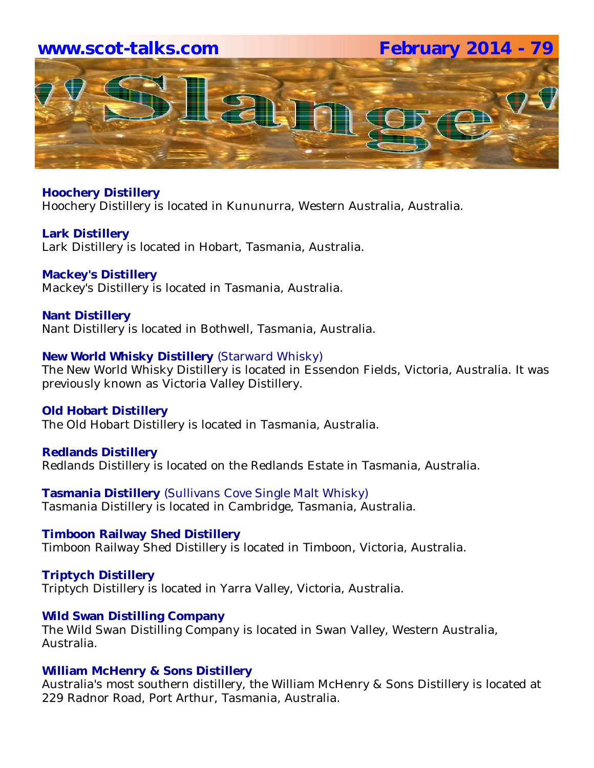**Hoochery Distillery**
Hoochery Distillery is located in Kununurra, Western Australia, Australia.

**Lark Distillery**
Lark Distillery is located in Hobart, Tasmania, Australia.

**Mackey's Distillery**
Mackey's Distillery is located in Tasmania, Australia.

**Nant Distillery**
Nant Distillery is located in Bothwell, Tasmania, Australia.

**New World Whisky Distillery** (Starward Whisky)
The New World Whisky Distillery is located in Essendon Fields, Victoria, Australia. It was previously known as Victoria Valley Distillery.

**Old Hobart Distillery**
The Old Hobart Distillery is located in Tasmania, Australia.

**Redlands Distillery**
Redlands Distillery is located on the Redlands Estate in Tasmania, Australia.

**Tasmania Distillery** (Sullivans Cove Single Malt Whisky)
Tasmania Distillery is located in Cambridge, Tasmania, Australia.

**Timboon Railway Shed Distillery**
Timboon Railway Shed Distillery is located in Timboon, Victoria, Australia.

**Triptych Distillery**
Triptych Distillery is located in Yarra Valley, Victoria, Australia.

**Wild Swan Distilling Company**
The Wild Swan Distilling Company is located in Swan Valley, Western Australia, Australia.

**William McHenry & Sons Distillery**
Australia's most southern distillery, the William McHenry & Sons Distillery is located at 229 Radnor Road, Port Arthur, Tasmania, Australia.